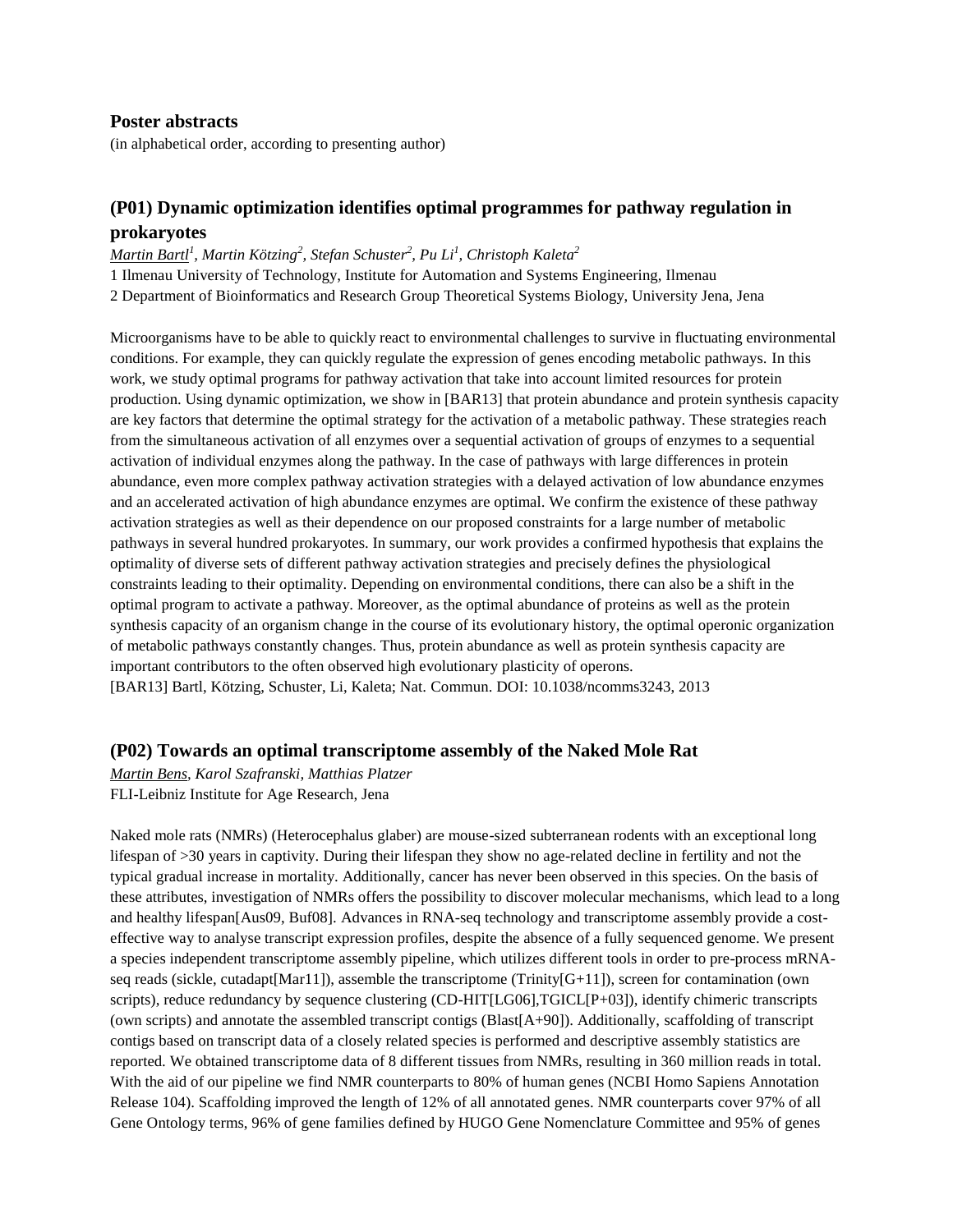# Poster abstracts

(in alphabetical order, according to presenting author)

## (P01) Dynamic optimization identifies optimal programmes for pathway regulation in prokaryotes

*Martin Bartl[1], Martin Kötzing[2], Stefan Schuster[2], Pu Li[1], Christoph Kaleta[2]*

1 Ilmenau University of Technology, Institute for Automation and Systems Engineering, Ilmenau

2 Department of Bioinformatics and Research Group Theoretical Systems Biology, University Jena, Jena

Microorganisms have to be able to quickly react to environmental challenges to survive in fluctuating environmental conditions. For example, they can quickly regulate the expression of genes encoding metabolic pathways. In this work, we study optimal programs for pathway activation that take into account limited resources for protein production. Using dynamic optimization, we show in [BAR13] that protein abundance and protein synthesis capacity are key factors that determine the optimal strategy for the activation of a metabolic pathway. These strategies reach from the simultaneous activation of all enzymes over a sequential activation of groups of enzymes to a sequential activation of individual enzymes along the pathway. In the case of pathways with large differences in protein abundance, even more complex pathway activation strategies with a delayed activation of low abundance enzymes and an accelerated activation of high abundance enzymes are optimal. We confirm the existence of these pathway activation strategies as well as their dependence on our proposed constraints for a large number of metabolic pathways in several hundred prokaryotes. In summary, our work provides a confirmed hypothesis that explains the optimality of diverse sets of different pathway activation strategies and precisely defines the physiological constraints leading to their optimality. Depending on environmental conditions, there can also be a shift in the optimal program to activate a pathway. Moreover, as the optimal abundance of proteins as well as the protein synthesis capacity of an organism change in the course of its evolutionary history, the optimal operonic organization of metabolic pathways constantly changes. Thus, protein abundance as well as protein synthesis capacity are important contributors to the often observed high evolutionary plasticity of operons.

[BAR13] Bartl, Kötzing, Schuster, Li, Kaleta; Nat. Commun. DOI: 10.1038/ncomms3243, 2013

## (P02) Towards an optimal transcriptome assembly of the Naked Mole Rat

*Martin Bens, Karol Szafranski, Matthias Platzer*

FLI-Leibniz Institute for Age Research, Jena

Naked mole rats (NMRs) (Heterocephalus glaber) are mouse-sized subterranean rodents with an exceptional long lifespan of >30 years in captivity. During their lifespan they show no age-related decline in fertility and not the typical gradual increase in mortality. Additionally, cancer has never been observed in this species. On the basis of these attributes, investigation of NMRs offers the possibility to discover molecular mechanisms, which lead to a long and healthy lifespan[Aus09, Buf08]. Advances in RNA-seq technology and transcriptome assembly provide a cost-effective way to analyse transcript expression profiles, despite the absence of a fully sequenced genome. We present a species independent transcriptome assembly pipeline, which utilizes different tools in order to pre-process mRNA-seq reads (sickle, cutadapt[Mar11]), assemble the transcriptome (Trinity[G+11]), screen for contamination (own scripts), reduce redundancy by sequence clustering (CD-HIT[LG06],TGICL[P+03]), identify chimeric transcripts (own scripts) and annotate the assembled transcript contigs (Blast[A+90]). Additionally, scaffolding of transcript contigs based on transcript data of a closely related species is performed and descriptive assembly statistics are reported. We obtained transcriptome data of 8 different tissues from NMRs, resulting in 360 million reads in total. With the aid of our pipeline we find NMR counterparts to 80% of human genes (NCBI Homo Sapiens Annotation Release 104). Scaffolding improved the length of 12% of all annotated genes. NMR counterparts cover 97% of all Gene Ontology terms, 96% of gene families defined by HUGO Gene Nomenclature Committee and 95% of genes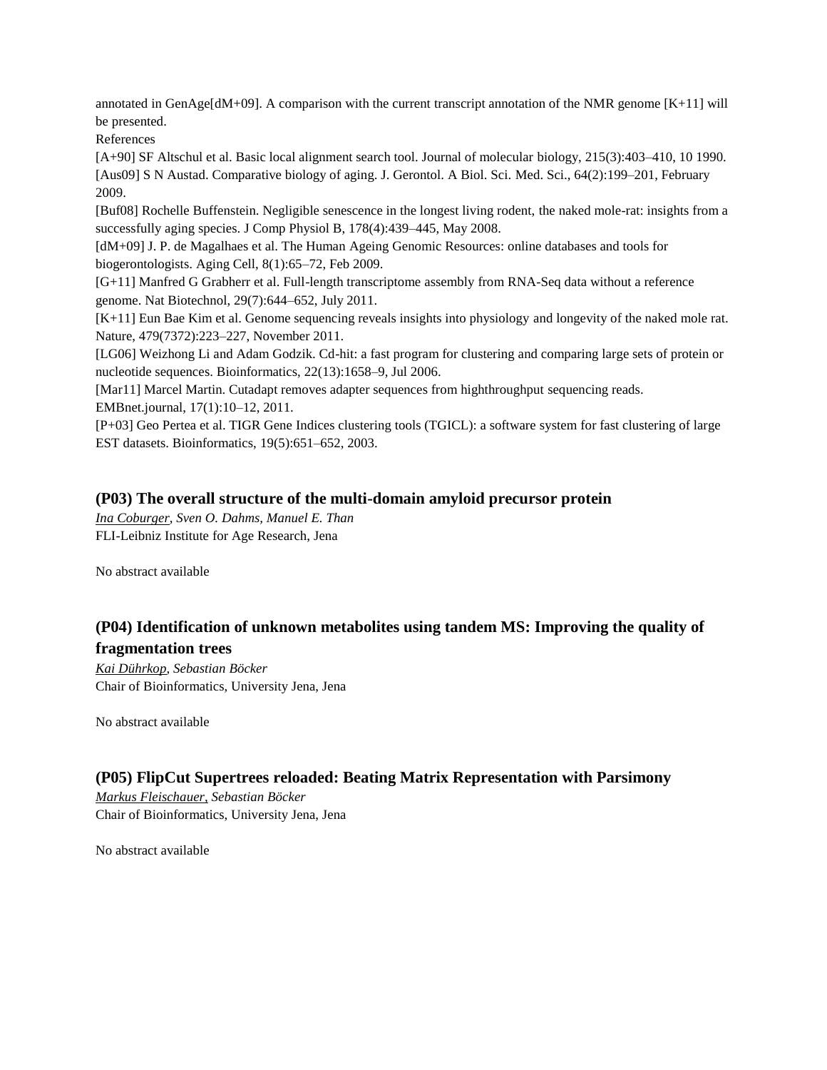annotated in GenAge[dM+09]. A comparison with the current transcript annotation of the NMR genome [K+11] will be presented.

References

[A+90] SF Altschul et al. Basic local alignment search tool. Journal of molecular biology, 215(3):403–410, 10 1990.

[Aus09] S N Austad. Comparative biology of aging. J. Gerontol. A Biol. Sci. Med. Sci., 64(2):199–201, February 2009.

[Buf08] Rochelle Buffenstein. Negligible senescence in the longest living rodent, the naked mole-rat: insights from a successfully aging species. J Comp Physiol B, 178(4):439–445, May 2008.

[dM+09] J. P. de Magalhaes et al. The Human Ageing Genomic Resources: online databases and tools for biogerontologists. Aging Cell, 8(1):65–72, Feb 2009.

[G+11] Manfred G Grabherr et al. Full-length transcriptome assembly from RNA-Seq data without a reference genome. Nat Biotechnol, 29(7):644–652, July 2011.

[K+11] Eun Bae Kim et al. Genome sequencing reveals insights into physiology and longevity of the naked mole rat. Nature, 479(7372):223–227, November 2011.

[LG06] Weizhong Li and Adam Godzik. Cd-hit: a fast program for clustering and comparing large sets of protein or nucleotide sequences. Bioinformatics, 22(13):1658–9, Jul 2006.

[Mar11] Marcel Martin. Cutadapt removes adapter sequences from highthroughput sequencing reads. EMBnet.journal, 17(1):10–12, 2011.

[P+03] Geo Pertea et al. TIGR Gene Indices clustering tools (TGICL): a software system for fast clustering of large EST datasets. Bioinformatics, 19(5):651–652, 2003.

### (P03) The overall structure of the multi-domain amyloid precursor protein

*Ina Coburger, Sven O. Dahms, Manuel E. Than*

FLI-Leibniz Institute for Age Research, Jena

No abstract available

### (P04) Identification of unknown metabolites using tandem MS: Improving the quality of fragmentation trees

*Kai Dührkop, Sebastian Böcker*

Chair of Bioinformatics, University Jena, Jena

No abstract available

### (P05) FlipCut Supertrees reloaded: Beating Matrix Representation with Parsimony

*Markus Fleischauer, Sebastian Böcker*

Chair of Bioinformatics, University Jena, Jena

No abstract available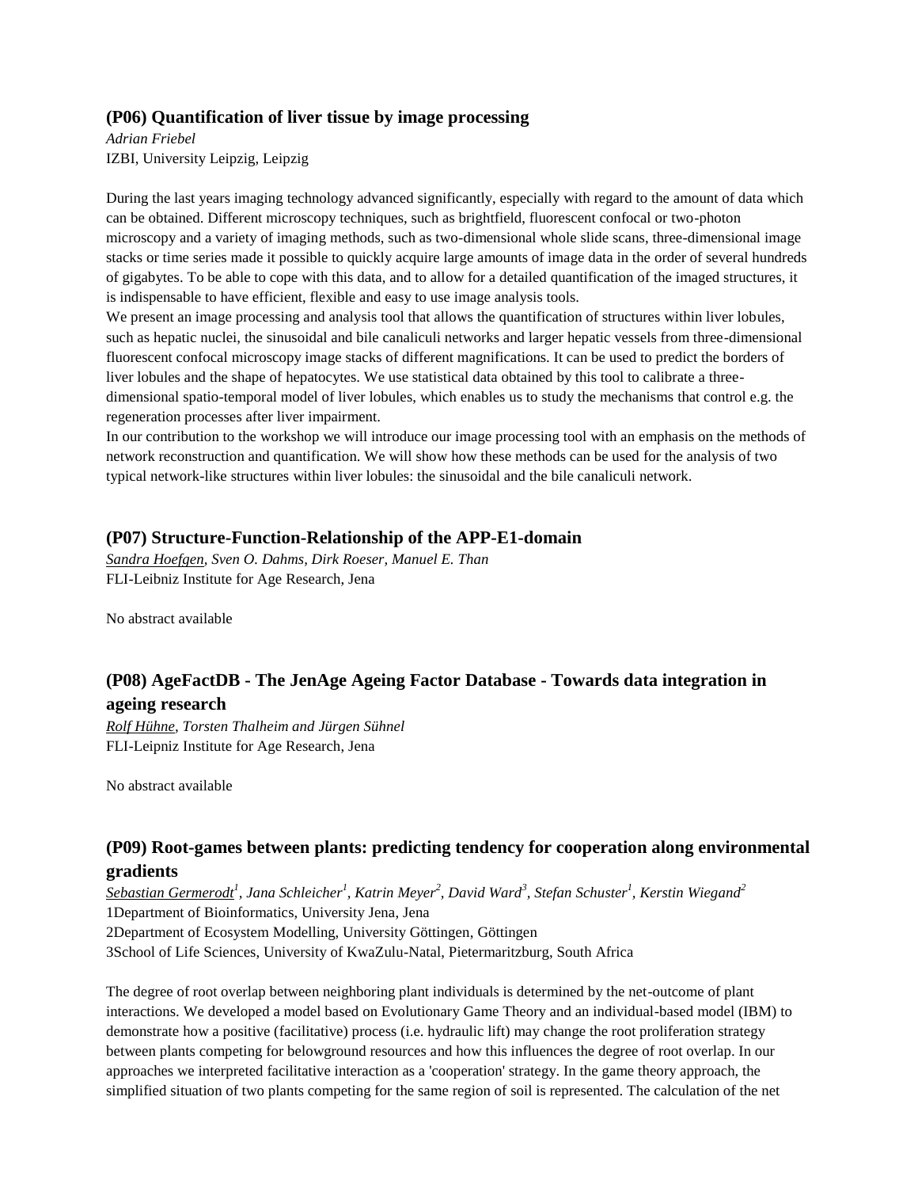### (P06) Quantification of liver tissue by image processing

*Adrian Friebel*
IZBI, University Leipzig, Leipzig

During the last years imaging technology advanced significantly, especially with regard to the amount of data which can be obtained. Different microscopy techniques, such as brightfield, fluorescent confocal or two-photon microscopy and a variety of imaging methods, such as two-dimensional whole slide scans, three-dimensional image stacks or time series made it possible to quickly acquire large amounts of image data in the order of several hundreds of gigabytes. To be able to cope with this data, and to allow for a detailed quantification of the imaged structures, it is indispensable to have efficient, flexible and easy to use image analysis tools.
We present an image processing and analysis tool that allows the quantification of structures within liver lobules, such as hepatic nuclei, the sinusoidal and bile canaliculi networks and larger hepatic vessels from three-dimensional fluorescent confocal microscopy image stacks of different magnifications. It can be used to predict the borders of liver lobules and the shape of hepatocytes. We use statistical data obtained by this tool to calibrate a three-dimensional spatio-temporal model of liver lobules, which enables us to study the mechanisms that control e.g. the regeneration processes after liver impairment.
In our contribution to the workshop we will introduce our image processing tool with an emphasis on the methods of network reconstruction and quantification. We will show how these methods can be used for the analysis of two typical network-like structures within liver lobules: the sinusoidal and the bile canaliculi network.

### (P07) Structure-Function-Relationship of the APP-E1-domain

*Sandra Hoefgen, Sven O. Dahms, Dirk Roeser, Manuel E. Than*
FLI-Leibniz Institute for Age Research, Jena

No abstract available

### (P08) AgeFactDB - The JenAge Ageing Factor Database - Towards data integration in ageing research

*Rolf Hühne, Torsten Thalheim and Jürgen Sühnel*
FLI-Leipniz Institute for Age Research, Jena

No abstract available

### (P09) Root-games between plants: predicting tendency for cooperation along environmental gradients

*Sebastian Germerodt[1], Jana Schleicher[1], Katrin Meyer[2], David Ward[3], Stefan Schuster[1], Kerstin Wiegand[2]*
1Department of Bioinformatics, University Jena, Jena
2Department of Ecosystem Modelling, University Göttingen, Göttingen
3School of Life Sciences, University of KwaZulu-Natal, Pietermaritzburg, South Africa

The degree of root overlap between neighboring plant individuals is determined by the net-outcome of plant interactions. We developed a model based on Evolutionary Game Theory and an individual-based model (IBM) to demonstrate how a positive (facilitative) process (i.e. hydraulic lift) may change the root proliferation strategy between plants competing for belowground resources and how this influences the degree of root overlap. In our approaches we interpreted facilitative interaction as a 'cooperation' strategy. In the game theory approach, the simplified situation of two plants competing for the same region of soil is represented. The calculation of the net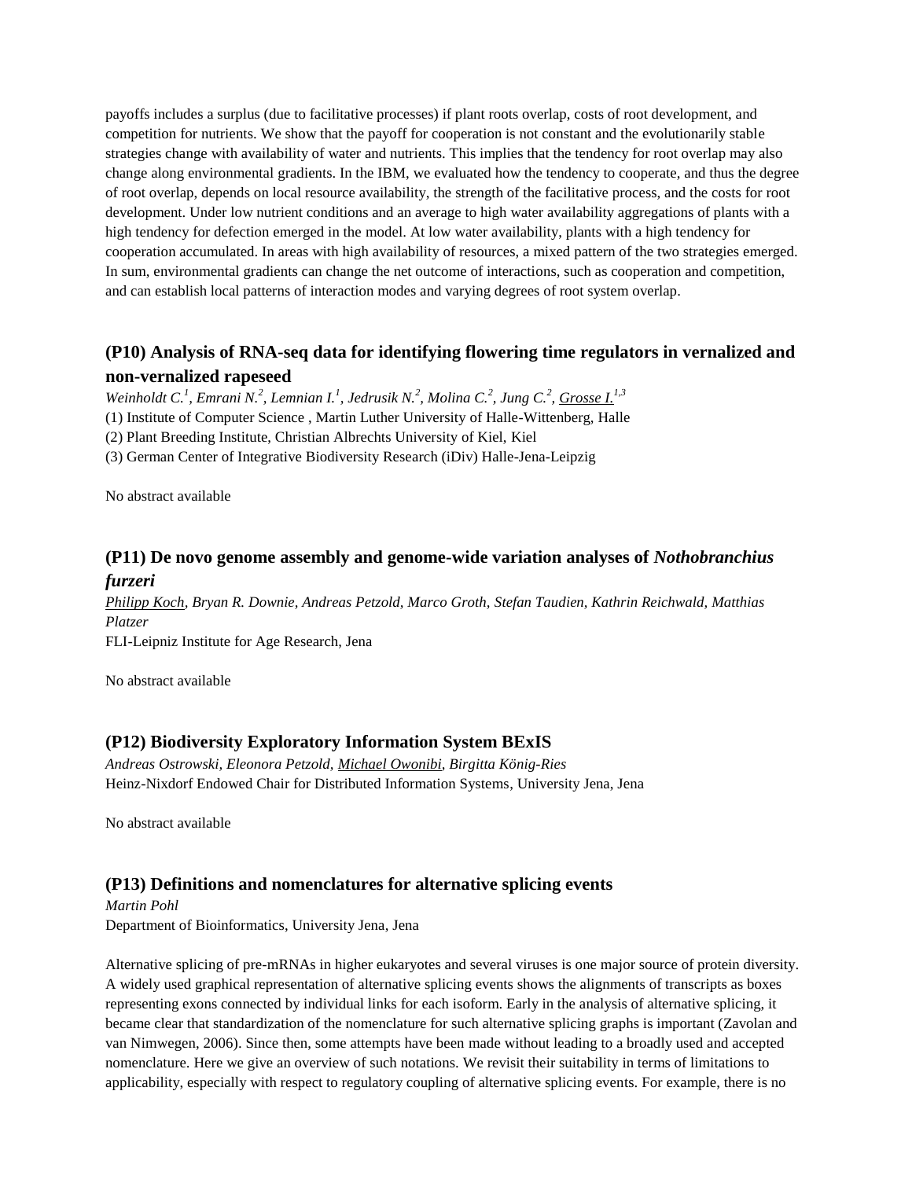payoffs includes a surplus (due to facilitative processes) if plant roots overlap, costs of root development, and competition for nutrients. We show that the payoff for cooperation is not constant and the evolutionarily stable strategies change with availability of water and nutrients. This implies that the tendency for root overlap may also change along environmental gradients. In the IBM, we evaluated how the tendency to cooperate, and thus the degree of root overlap, depends on local resource availability, the strength of the facilitative process, and the costs for root development. Under low nutrient conditions and an average to high water availability aggregations of plants with a high tendency for defection emerged in the model. At low water availability, plants with a high tendency for cooperation accumulated. In areas with high availability of resources, a mixed pattern of the two strategies emerged. In sum, environmental gradients can change the net outcome of interactions, such as cooperation and competition, and can establish local patterns of interaction modes and varying degrees of root system overlap.

## (P10) Analysis of RNA-seq data for identifying flowering time regulators in vernalized and non-vernalized rapeseed

*Weinholdt C.[1], Emrani N.[2], Lemnian I.[1], Jedrusik N.[2], Molina C.[2], Jung C.[2], Grosse I.[1,3]*

(1) Institute of Computer Science , Martin Luther University of Halle-Wittenberg, Halle

(2) Plant Breeding Institute, Christian Albrechts University of Kiel, Kiel

(3) German Center of Integrative Biodiversity Research (iDiv) Halle-Jena-Leipzig

No abstract available

## (P11) De novo genome assembly and genome-wide variation analyses of *Nothobranchius furzeri*

*Philipp Koch, Bryan R. Downie, Andreas Petzold, Marco Groth, Stefan Taudien, Kathrin Reichwald, Matthias Platzer*

FLI-Leipniz Institute for Age Research, Jena

No abstract available

## (P12) Biodiversity Exploratory Information System BExIS

*Andreas Ostrowski, Eleonora Petzold, Michael Owonibi, Birgitta König-Ries*

Heinz-Nixdorf Endowed Chair for Distributed Information Systems, University Jena, Jena

No abstract available

## (P13) Definitions and nomenclatures for alternative splicing events

*Martin Pohl*

Department of Bioinformatics, University Jena, Jena

Alternative splicing of pre-mRNAs in higher eukaryotes and several viruses is one major source of protein diversity. A widely used graphical representation of alternative splicing events shows the alignments of transcripts as boxes representing exons connected by individual links for each isoform. Early in the analysis of alternative splicing, it became clear that standardization of the nomenclature for such alternative splicing graphs is important (Zavolan and van Nimwegen, 2006). Since then, some attempts have been made without leading to a broadly used and accepted nomenclature. Here we give an overview of such notations. We revisit their suitability in terms of limitations to applicability, especially with respect to regulatory coupling of alternative splicing events. For example, there is no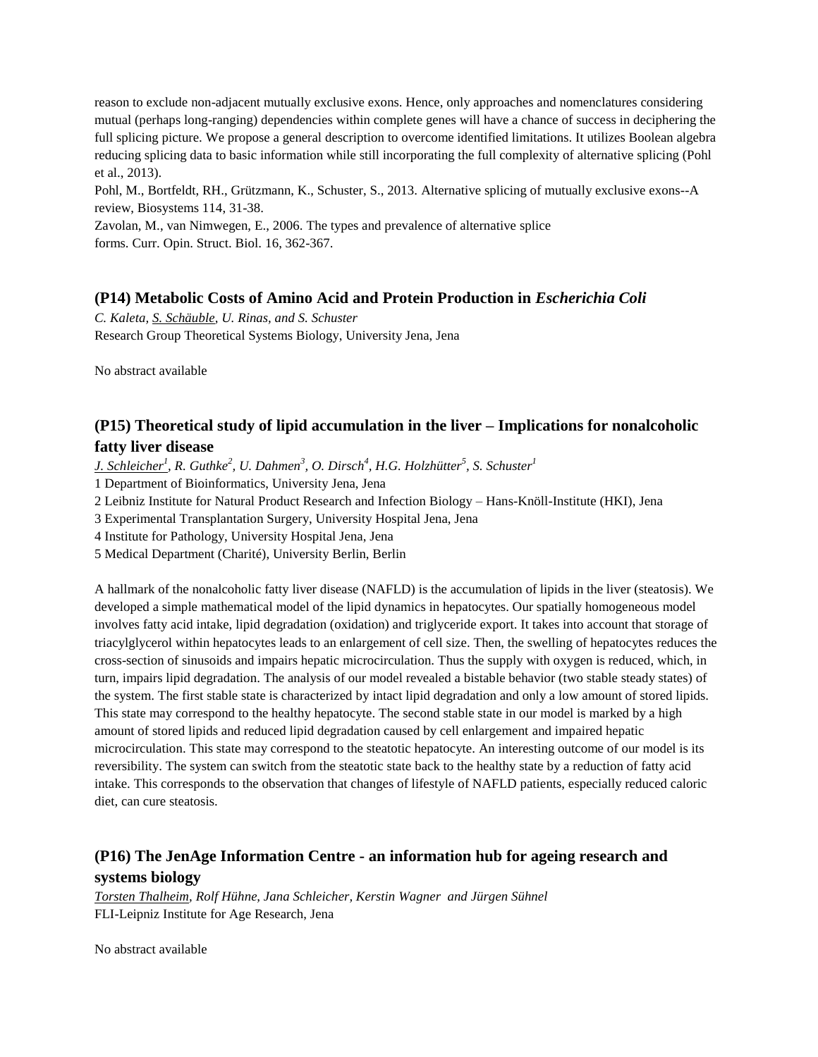reason to exclude non-adjacent mutually exclusive exons. Hence, only approaches and nomenclatures considering mutual (perhaps long-ranging) dependencies within complete genes will have a chance of success in deciphering the full splicing picture. We propose a general description to overcome identified limitations. It utilizes Boolean algebra reducing splicing data to basic information while still incorporating the full complexity of alternative splicing (Pohl et al., 2013).

Pohl, M., Bortfeldt, RH., Grützmann, K., Schuster, S., 2013. Alternative splicing of mutually exclusive exons--A review, Biosystems 114, 31-38.

Zavolan, M., van Nimwegen, E., 2006. The types and prevalence of alternative splice forms. Curr. Opin. Struct. Biol. 16, 362-367.

## (P14) Metabolic Costs of Amino Acid and Protein Production in *Escherichia Coli*

*C. Kaleta, S. Schäuble, U. Rinas, and S. Schuster*
Research Group Theoretical Systems Biology, University Jena, Jena

No abstract available

## (P15) Theoretical study of lipid accumulation in the liver – Implications for nonalcoholic fatty liver disease

*J. Schleicher[1], R. Guthke[2], U. Dahmen[3], O. Dirsch[4], H.G. Holzhütter[5], S. Schuster[1]*

1 Department of Bioinformatics, University Jena, Jena
2 Leibniz Institute for Natural Product Research and Infection Biology – Hans-Knöll-Institute (HKI), Jena
3 Experimental Transplantation Surgery, University Hospital Jena, Jena
4 Institute for Pathology, University Hospital Jena, Jena
5 Medical Department (Charité), University Berlin, Berlin

A hallmark of the nonalcoholic fatty liver disease (NAFLD) is the accumulation of lipids in the liver (steatosis). We developed a simple mathematical model of the lipid dynamics in hepatocytes. Our spatially homogeneous model involves fatty acid intake, lipid degradation (oxidation) and triglyceride export. It takes into account that storage of triacylglycerol within hepatocytes leads to an enlargement of cell size. Then, the swelling of hepatocytes reduces the cross-section of sinusoids and impairs hepatic microcirculation. Thus the supply with oxygen is reduced, which, in turn, impairs lipid degradation. The analysis of our model revealed a bistable behavior (two stable steady states) of the system. The first stable state is characterized by intact lipid degradation and only a low amount of stored lipids. This state may correspond to the healthy hepatocyte. The second stable state in our model is marked by a high amount of stored lipids and reduced lipid degradation caused by cell enlargement and impaired hepatic microcirculation. This state may correspond to the steatotic hepatocyte. An interesting outcome of our model is its reversibility. The system can switch from the steatotic state back to the healthy state by a reduction of fatty acid intake. This corresponds to the observation that changes of lifestyle of NAFLD patients, especially reduced caloric diet, can cure steatosis.

## (P16) The JenAge Information Centre - an information hub for ageing research and systems biology

*Torsten Thalheim, Rolf Hühne, Jana Schleicher, Kerstin Wagner and Jürgen Sühnel*
FLI-Leipniz Institute for Age Research, Jena

No abstract available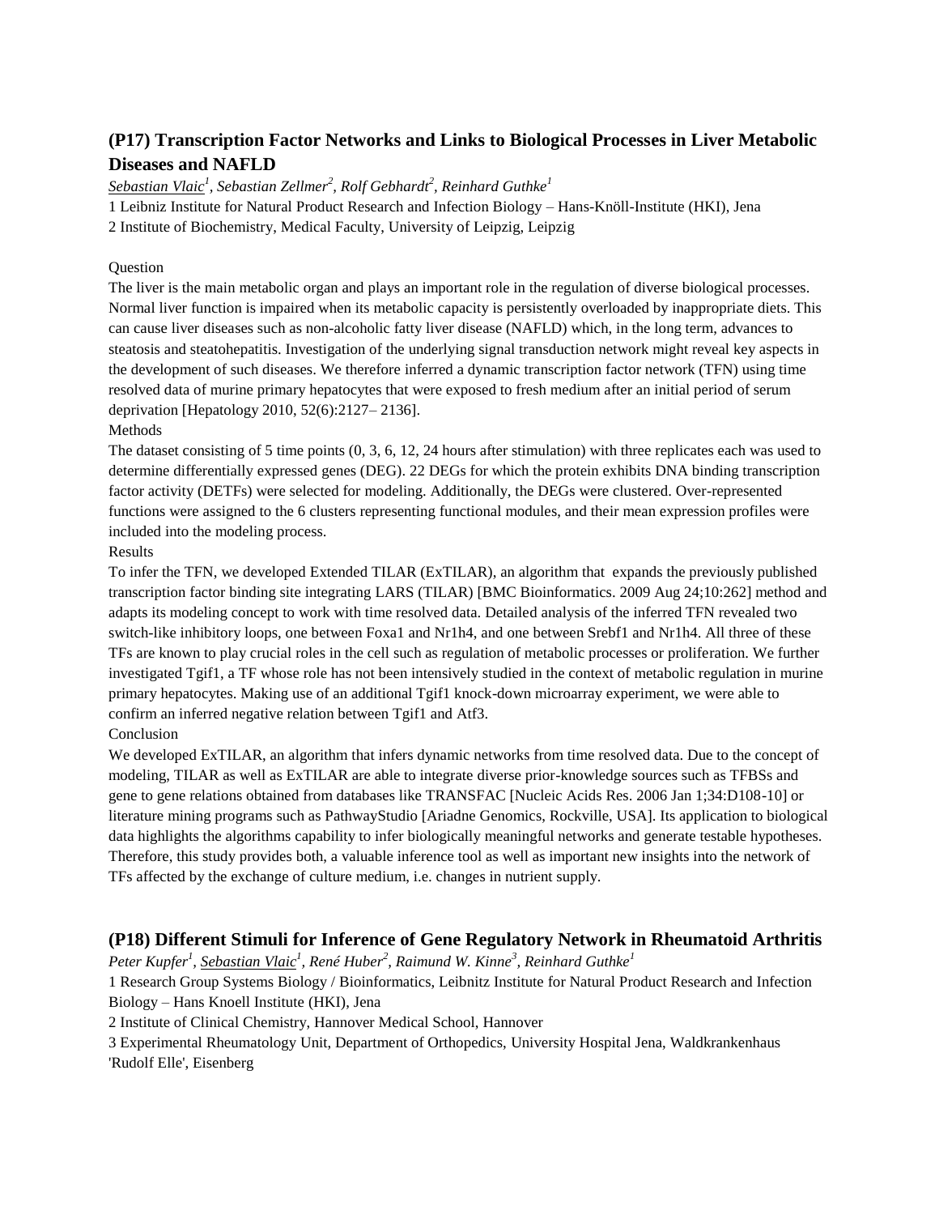## (P17) Transcription Factor Networks and Links to Biological Processes in Liver Metabolic Diseases and NAFLD

*Sebastian Vlaic[1], Sebastian Zellmer[2], Rolf Gebhardt[2], Reinhard Guthke[1]*

1 Leibniz Institute for Natural Product Research and Infection Biology – Hans-Knöll-Institute (HKI), Jena

2 Institute of Biochemistry, Medical Faculty, University of Leipzig, Leipzig

Question

The liver is the main metabolic organ and plays an important role in the regulation of diverse biological processes. Normal liver function is impaired when its metabolic capacity is persistently overloaded by inappropriate diets. This can cause liver diseases such as non-alcoholic fatty liver disease (NAFLD) which, in the long term, advances to steatosis and steatohepatitis. Investigation of the underlying signal transduction network might reveal key aspects in the development of such diseases. We therefore inferred a dynamic transcription factor network (TFN) using time resolved data of murine primary hepatocytes that were exposed to fresh medium after an initial period of serum deprivation [Hepatology 2010, 52(6):2127– 2136].

Methods

The dataset consisting of 5 time points (0, 3, 6, 12, 24 hours after stimulation) with three replicates each was used to determine differentially expressed genes (DEG). 22 DEGs for which the protein exhibits DNA binding transcription factor activity (DETFs) were selected for modeling. Additionally, the DEGs were clustered. Over-represented functions were assigned to the 6 clusters representing functional modules, and their mean expression profiles were included into the modeling process.

Results

To infer the TFN, we developed Extended TILAR (ExTILAR), an algorithm that expands the previously published transcription factor binding site integrating LARS (TILAR) [BMC Bioinformatics. 2009 Aug 24;10:262] method and adapts its modeling concept to work with time resolved data. Detailed analysis of the inferred TFN revealed two switch-like inhibitory loops, one between Foxa1 and Nr1h4, and one between Srebf1 and Nr1h4. All three of these TFs are known to play crucial roles in the cell such as regulation of metabolic processes or proliferation. We further investigated Tgif1, a TF whose role has not been intensively studied in the context of metabolic regulation in murine primary hepatocytes. Making use of an additional Tgif1 knock-down microarray experiment, we were able to confirm an inferred negative relation between Tgif1 and Atf3.

Conclusion

We developed ExTILAR, an algorithm that infers dynamic networks from time resolved data. Due to the concept of modeling, TILAR as well as ExTILAR are able to integrate diverse prior-knowledge sources such as TFBSs and gene to gene relations obtained from databases like TRANSFAC [Nucleic Acids Res. 2006 Jan 1;34:D108-10] or literature mining programs such as PathwayStudio [Ariadne Genomics, Rockville, USA]. Its application to biological data highlights the algorithms capability to infer biologically meaningful networks and generate testable hypotheses. Therefore, this study provides both, a valuable inference tool as well as important new insights into the network of TFs affected by the exchange of culture medium, i.e. changes in nutrient supply.

## (P18) Different Stimuli for Inference of Gene Regulatory Network in Rheumatoid Arthritis

*Peter Kupfer[1], Sebastian Vlaic[1], René Huber[2], Raimund W. Kinne[3], Reinhard Guthke[1]*

1 Research Group Systems Biology / Bioinformatics, Leibnitz Institute for Natural Product Research and Infection Biology – Hans Knoell Institute (HKI), Jena

2 Institute of Clinical Chemistry, Hannover Medical School, Hannover

3 Experimental Rheumatology Unit, Department of Orthopedics, University Hospital Jena, Waldkrankenhaus 'Rudolf Elle', Eisenberg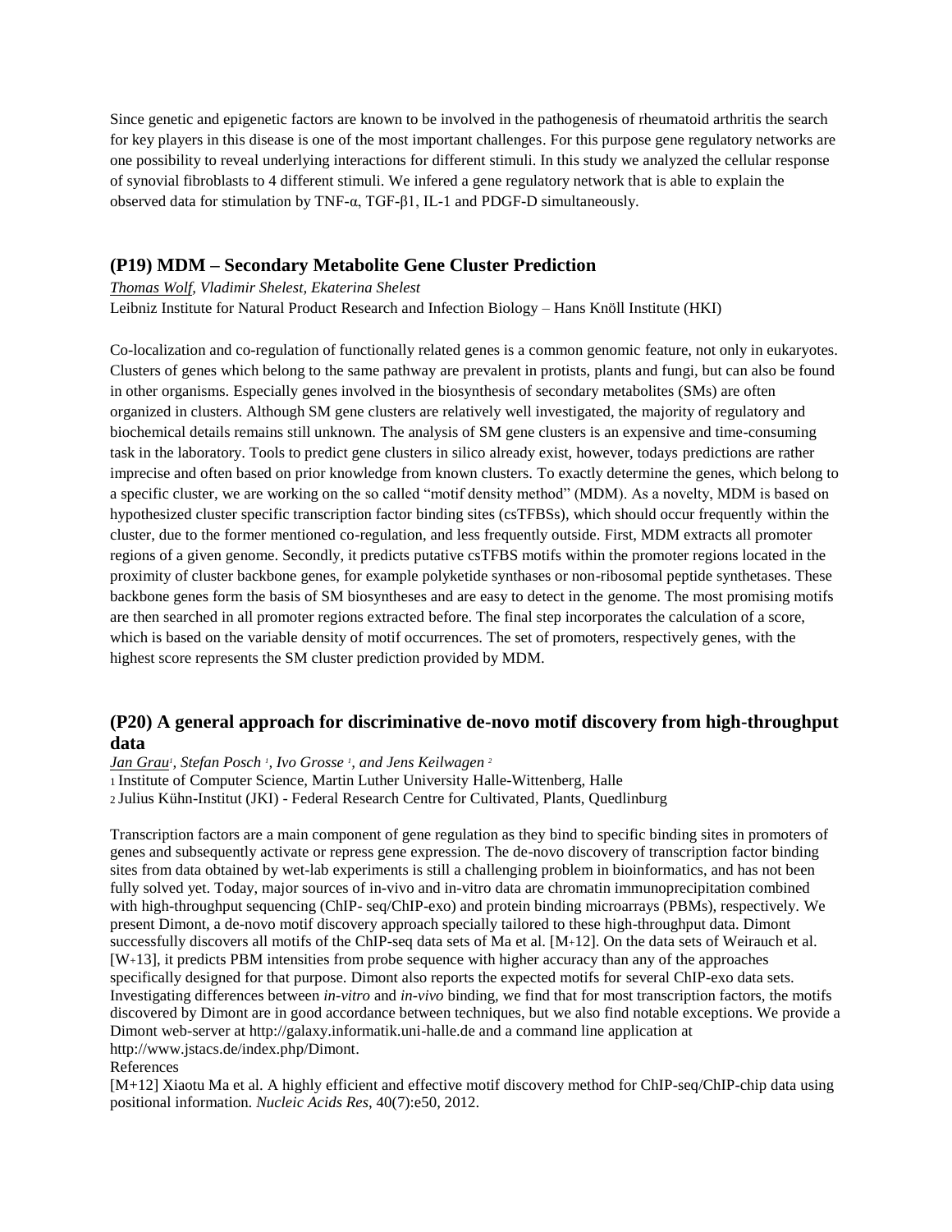Since genetic and epigenetic factors are known to be involved in the pathogenesis of rheumatoid arthritis the search for key players in this disease is one of the most important challenges. For this purpose gene regulatory networks are one possibility to reveal underlying interactions for different stimuli. In this study we analyzed the cellular response of synovial fibroblasts to 4 different stimuli. We infered a gene regulatory network that is able to explain the observed data for stimulation by TNF-α, TGF-β1, IL-1 and PDGF-D simultaneously.

## (P19) MDM – Secondary Metabolite Gene Cluster Prediction

*Thomas Wolf, Vladimir Shelest, Ekaterina Shelest*
Leibniz Institute for Natural Product Research and Infection Biology – Hans Knöll Institute (HKI)

Co-localization and co-regulation of functionally related genes is a common genomic feature, not only in eukaryotes. Clusters of genes which belong to the same pathway are prevalent in protists, plants and fungi, but can also be found in other organisms. Especially genes involved in the biosynthesis of secondary metabolites (SMs) are often organized in clusters. Although SM gene clusters are relatively well investigated, the majority of regulatory and biochemical details remains still unknown. The analysis of SM gene clusters is an expensive and time-consuming task in the laboratory. Tools to predict gene clusters in silico already exist, however, todays predictions are rather imprecise and often based on prior knowledge from known clusters. To exactly determine the genes, which belong to a specific cluster, we are working on the so called "motif density method" (MDM). As a novelty, MDM is based on hypothesized cluster specific transcription factor binding sites (csTFBSs), which should occur frequently within the cluster, due to the former mentioned co-regulation, and less frequently outside. First, MDM extracts all promoter regions of a given genome. Secondly, it predicts putative csTFBS motifs within the promoter regions located in the proximity of cluster backbone genes, for example polyketide synthases or non-ribosomal peptide synthetases. These backbone genes form the basis of SM biosyntheses and are easy to detect in the genome. The most promising motifs are then searched in all promoter regions extracted before. The final step incorporates the calculation of a score, which is based on the variable density of motif occurrences. The set of promoters, respectively genes, with the highest score represents the SM cluster prediction provided by MDM.

## (P20) A general approach for discriminative de-novo motif discovery from high-throughput data

*Jan Grau[1], Stefan Posch [1], Ivo Grosse [1], and Jens Keilwagen [2]*
[1] Institute of Computer Science, Martin Luther University Halle-Wittenberg, Halle
[2] Julius Kühn-Institut (JKI) - Federal Research Centre for Cultivated, Plants, Quedlinburg

Transcription factors are a main component of gene regulation as they bind to specific binding sites in promoters of genes and subsequently activate or repress gene expression. The de-novo discovery of transcription factor binding sites from data obtained by wet-lab experiments is still a challenging problem in bioinformatics, and has not been fully solved yet. Today, major sources of in-vivo and in-vitro data are chromatin immunoprecipitation combined with high-throughput sequencing (ChIP- seq/ChIP-exo) and protein binding microarrays (PBMs), respectively. We present Dimont, a de-novo motif discovery approach specially tailored to these high-throughput data. Dimont successfully discovers all motifs of the ChIP-seq data sets of Ma et al. [M+12]. On the data sets of Weirauch et al. [W+13], it predicts PBM intensities from probe sequence with higher accuracy than any of the approaches specifically designed for that purpose. Dimont also reports the expected motifs for several ChIP-exo data sets. Investigating differences between *in-vitro* and *in-vivo* binding, we find that for most transcription factors, the motifs discovered by Dimont are in good accordance between techniques, but we also find notable exceptions. We provide a Dimont web-server at http://galaxy.informatik.uni-halle.de and a command line application at http://www.jstacs.de/index.php/Dimont.

References

[M+12] Xiaotu Ma et al. A highly efficient and effective motif discovery method for ChIP-seq/ChIP-chip data using positional information. *Nucleic Acids Res*, 40(7):e50, 2012.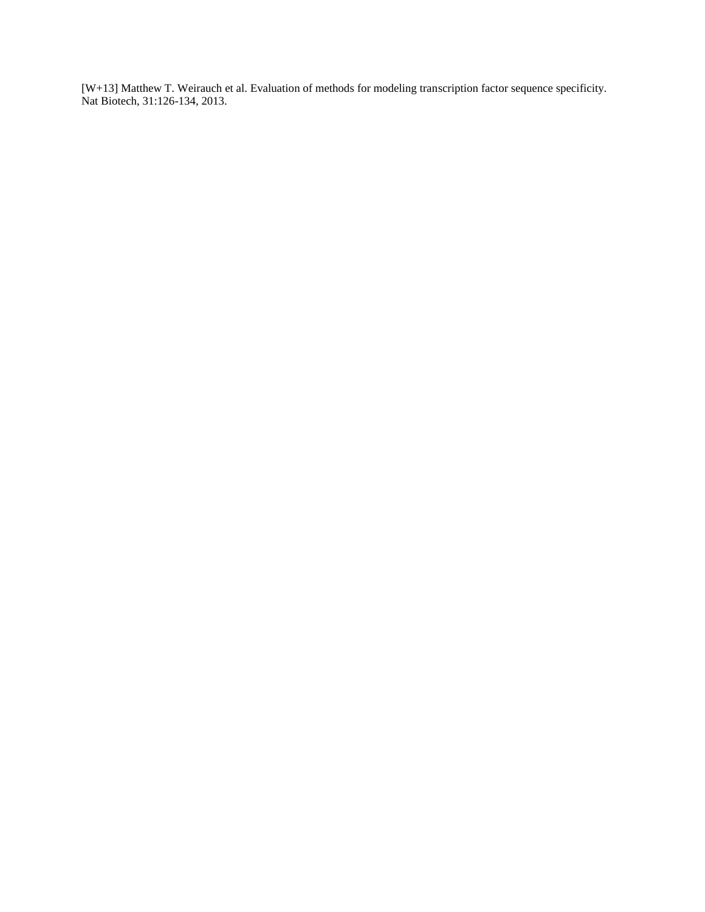[W+13] Matthew T. Weirauch et al. Evaluation of methods for modeling transcription factor sequence specificity. Nat Biotech, 31:126-134, 2013.